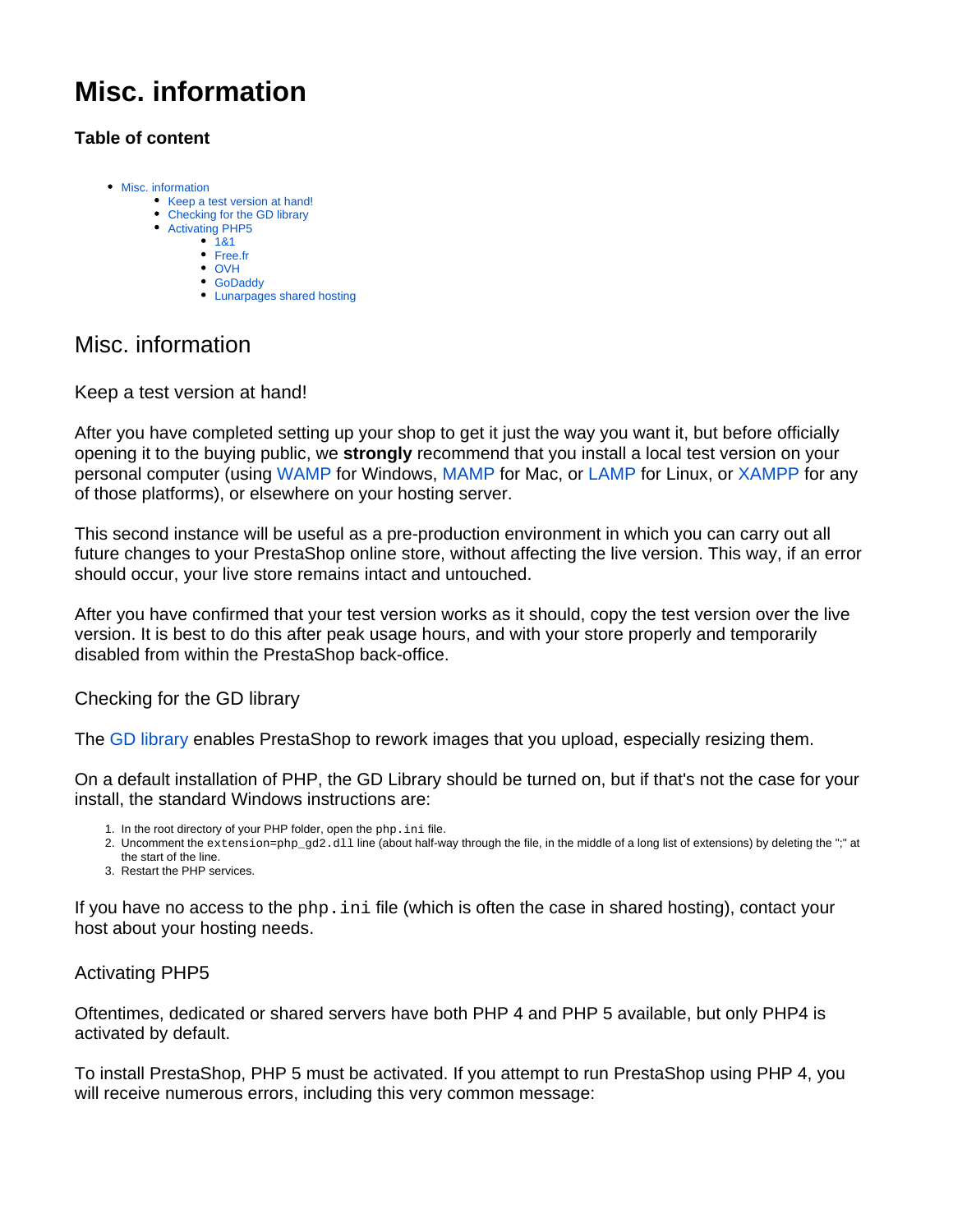# Misc. information

### Table of content

- Misc. information
  - Keep a test version at hand!
  - Checking for the GD library
  - Activating PHP5
    - 1&1
    - Free.fr
    - OVH
    - GoDaddy
    - Lunarpages shared hosting

## Misc. information

### Keep a test version at hand!

After you have completed setting up your shop to get it just the way you want it, but before officially opening it to the buying public, we **strongly** recommend that you install a local test version on your personal computer (using WAMP for Windows, MAMP for Mac, or LAMP for Linux, or XAMPP for any of those platforms), or elsewhere on your hosting server.

This second instance will be useful as a pre-production environment in which you can carry out all future changes to your PrestaShop online store, without affecting the live version. This way, if an error should occur, your live store remains intact and untouched.

After you have confirmed that your test version works as it should, copy the test version over the live version. It is best to do this after peak usage hours, and with your store properly and temporarily disabled from within the PrestaShop back-office.

### Checking for the GD library

The GD library enables PrestaShop to rework images that you upload, especially resizing them.

On a default installation of PHP, the GD Library should be turned on, but if that's not the case for your install, the standard Windows instructions are:

1. In the root directory of your PHP folder, open the `php.ini` file.
2. Uncomment the `extension=php_gd2.dll` line (about half-way through the file, in the middle of a long list of extensions) by deleting the ";" at the start of the line.
3. Restart the PHP services.

If you have no access to the `php.ini` file (which is often the case in shared hosting), contact your host about your hosting needs.

### Activating PHP5

Oftentimes, dedicated or shared servers have both PHP 4 and PHP 5 available, but only PHP4 is activated by default.

To install PrestaShop, PHP 5 must be activated. If you attempt to run PrestaShop using PHP 4, you will receive numerous errors, including this very common message: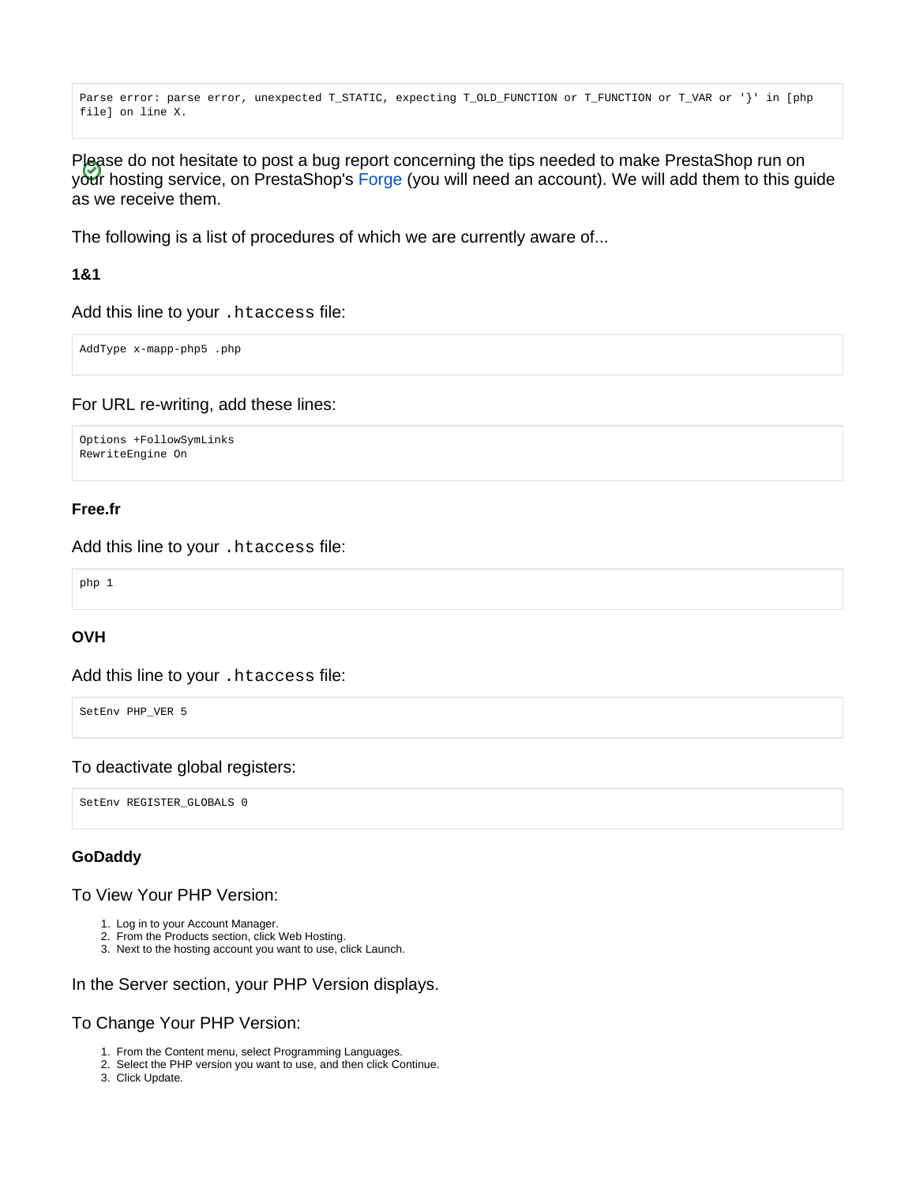```
Parse error: parse error, unexpected T_STATIC, expecting T_OLD_FUNCTION or T_FUNCTION or T_VAR or '}' in [php file] on line X.
```

Please do not hesitate to post a bug report concerning the tips needed to make PrestaShop run on your hosting service, on PrestaShop's Forge (you will need an account). We will add them to this guide as we receive them.

The following is a list of procedures of which we are currently aware of...

**1&1**

Add this line to your `.htaccess` file:

```
AddType x-mapp-php5 .php
```

For URL re-writing, add these lines:

```
Options +FollowSymLinks
RewriteEngine On
```

**Free.fr**

Add this line to your `.htaccess` file:

```
php 1
```

**OVH**

Add this line to your `.htaccess` file:

```
SetEnv PHP_VER 5
```

To deactivate global registers:

```
SetEnv REGISTER_GLOBALS 0
```

**GoDaddy**

To View Your PHP Version:

1. Log in to your Account Manager.
2. From the Products section, click Web Hosting.
3. Next to the hosting account you want to use, click Launch.

In the Server section, your PHP Version displays.

To Change Your PHP Version:

1. From the Content menu, select Programming Languages.
2. Select the PHP version you want to use, and then click Continue.
3. Click Update.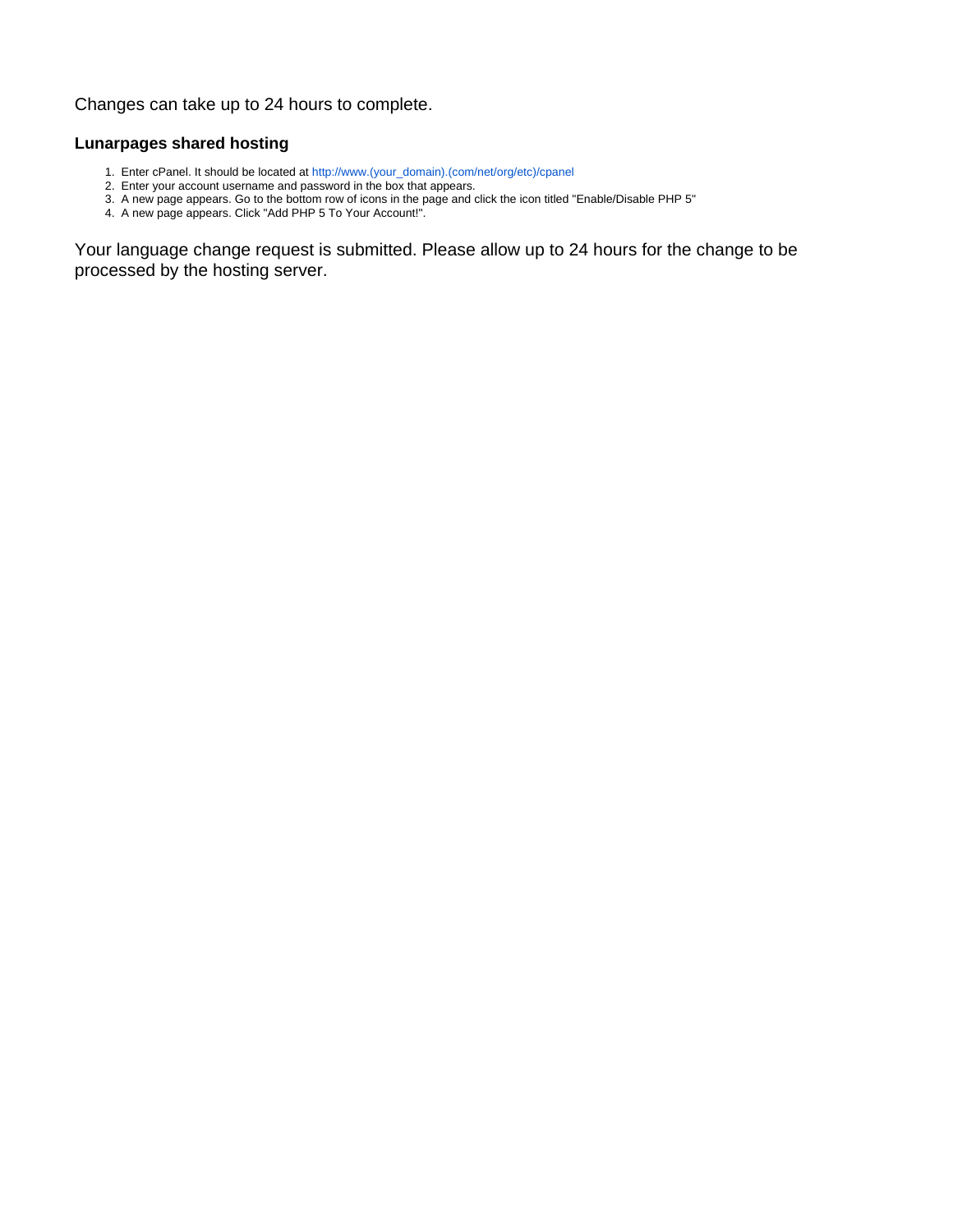Changes can take up to 24 hours to complete.

### Lunarpages shared hosting

1. Enter cPanel. It should be located at http://www.(your_domain).(com/net/org/etc)/cpanel
2. Enter your account username and password in the box that appears.
3. A new page appears. Go to the bottom row of icons in the page and click the icon titled "Enable/Disable PHP 5"
4. A new page appears. Click "Add PHP 5 To Your Account!".

Your language change request is submitted. Please allow up to 24 hours for the change to be processed by the hosting server.